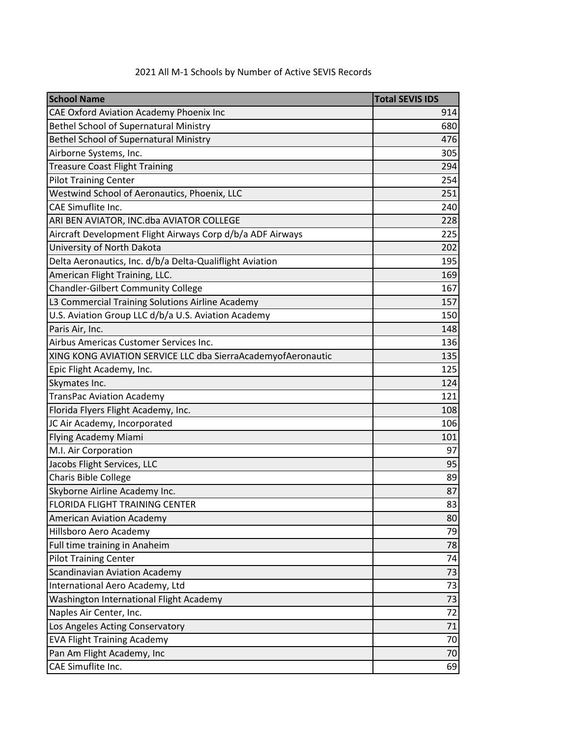2021 All M-1 Schools by Number of Active SEVIS Records

| School Name | Total SEVIS IDS |
| --- | ---: |
| CAE Oxford Aviation Academy Phoenix Inc | 914 |
| Bethel School of Supernatural Ministry | 680 |
| Bethel School of Supernatural Ministry | 476 |
| Airborne Systems, Inc. | 305 |
| Treasure Coast Flight Training | 294 |
| Pilot Training Center | 254 |
| Westwind School of Aeronautics, Phoenix, LLC | 251 |
| CAE Simuflite Inc. | 240 |
| ARI BEN AVIATOR, INC.dba AVIATOR COLLEGE | 228 |
| Aircraft Development Flight Airways Corp d/b/a ADF Airways | 225 |
| University of North Dakota | 202 |
| Delta Aeronautics, Inc. d/b/a Delta-Qualiflight Aviation | 195 |
| American Flight Training, LLC. | 169 |
| Chandler-Gilbert Community College | 167 |
| L3 Commercial Training Solutions Airline Academy | 157 |
| U.S. Aviation Group LLC d/b/a U.S. Aviation Academy | 150 |
| Paris Air, Inc. | 148 |
| Airbus Americas Customer Services Inc. | 136 |
| XING KONG AVIATION SERVICE LLC dba SierraAcademyofAeronautic | 135 |
| Epic Flight Academy, Inc. | 125 |
| Skymates Inc. | 124 |
| TransPac Aviation Academy | 121 |
| Florida Flyers Flight Academy, Inc. | 108 |
| JC Air Academy, Incorporated | 106 |
| Flying Academy Miami | 101 |
| M.I. Air Corporation | 97 |
| Jacobs Flight Services, LLC | 95 |
| Charis Bible College | 89 |
| Skyborne Airline Academy Inc. | 87 |
| FLORIDA FLIGHT TRAINING CENTER | 83 |
| American Aviation Academy | 80 |
| Hillsboro Aero Academy | 79 |
| Full time training in Anaheim | 78 |
| Pilot Training Center | 74 |
| Scandinavian Aviation Academy | 73 |
| International Aero Academy, Ltd | 73 |
| Washington International Flight Academy | 73 |
| Naples Air Center, Inc. | 72 |
| Los Angeles Acting Conservatory | 71 |
| EVA Flight Training Academy | 70 |
| Pan Am Flight Academy, Inc | 70 |
| CAE Simuflite Inc. | 69 |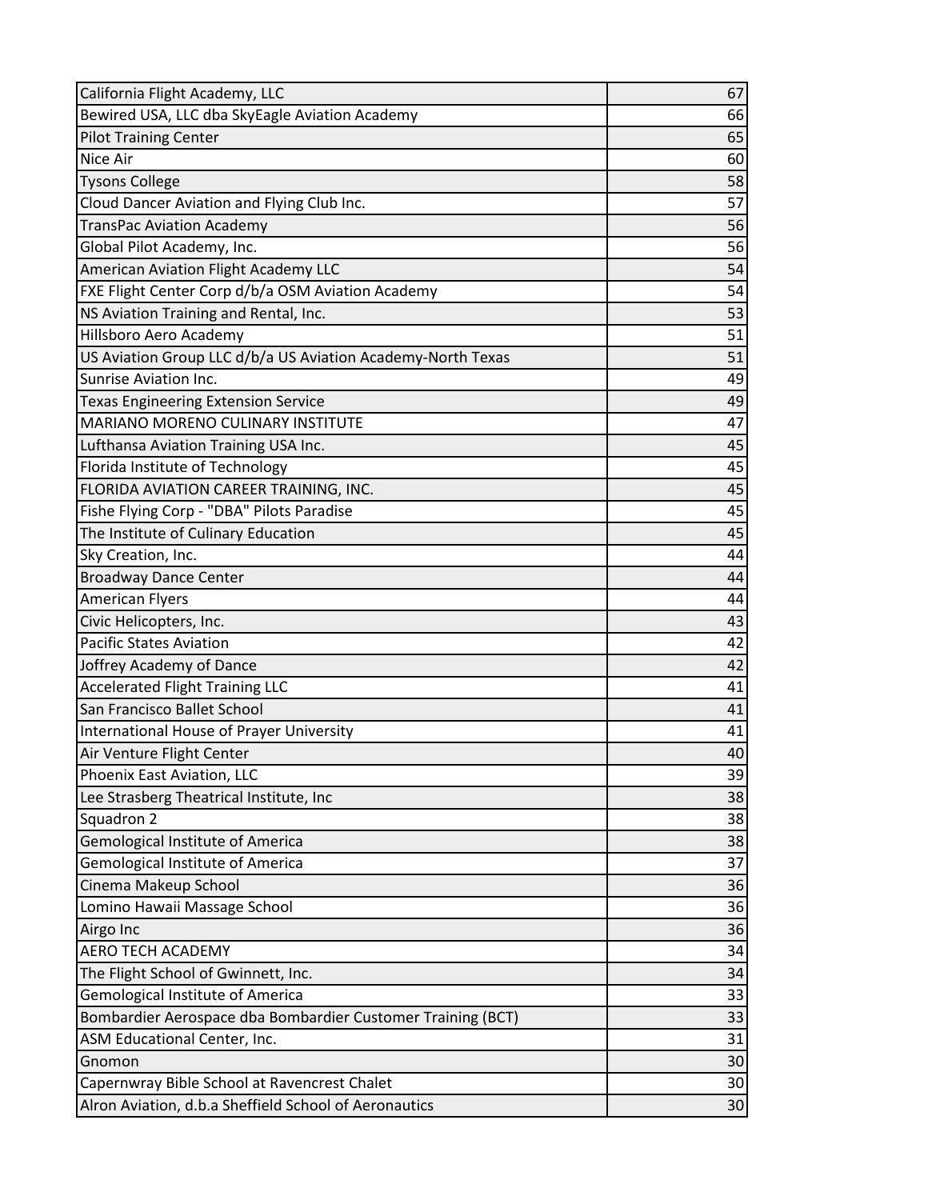| | |
|---|---|
| California Flight Academy, LLC | 67 |
| Bewired USA, LLC dba SkyEagle Aviation Academy | 66 |
| Pilot Training Center | 65 |
| Nice Air | 60 |
| Tysons College | 58 |
| Cloud Dancer Aviation and Flying Club Inc. | 57 |
| TransPac Aviation Academy | 56 |
| Global Pilot Academy, Inc. | 56 |
| American Aviation Flight Academy LLC | 54 |
| FXE Flight Center Corp d/b/a OSM Aviation Academy | 54 |
| NS Aviation Training and Rental, Inc. | 53 |
| Hillsboro Aero Academy | 51 |
| US Aviation Group LLC d/b/a US Aviation Academy-North Texas | 51 |
| Sunrise Aviation Inc. | 49 |
| Texas Engineering Extension Service | 49 |
| MARIANO MORENO CULINARY INSTITUTE | 47 |
| Lufthansa Aviation Training USA Inc. | 45 |
| Florida Institute of Technology | 45 |
| FLORIDA AVIATION CAREER TRAINING, INC. | 45 |
| Fishe Flying Corp - "DBA" Pilots Paradise | 45 |
| The Institute of Culinary Education | 45 |
| Sky Creation, Inc. | 44 |
| Broadway Dance Center | 44 |
| American Flyers | 44 |
| Civic Helicopters, Inc. | 43 |
| Pacific States Aviation | 42 |
| Joffrey Academy of Dance | 42 |
| Accelerated Flight Training LLC | 41 |
| San Francisco Ballet School | 41 |
| International House of Prayer University | 41 |
| Air Venture Flight Center | 40 |
| Phoenix East Aviation, LLC | 39 |
| Lee Strasberg Theatrical Institute, Inc | 38 |
| Squadron 2 | 38 |
| Gemological Institute of America | 38 |
| Gemological Institute of America | 37 |
| Cinema Makeup School | 36 |
| Lomino Hawaii Massage School | 36 |
| Airgo Inc | 36 |
| AERO TECH ACADEMY | 34 |
| The Flight School of Gwinnett, Inc. | 34 |
| Gemological Institute of America | 33 |
| Bombardier Aerospace dba Bombardier Customer Training (BCT) | 33 |
| ASM Educational Center, Inc. | 31 |
| Gnomon | 30 |
| Capernwray Bible School at Ravencrest Chalet | 30 |
| Alron Aviation, d.b.a Sheffield School of Aeronautics | 30 |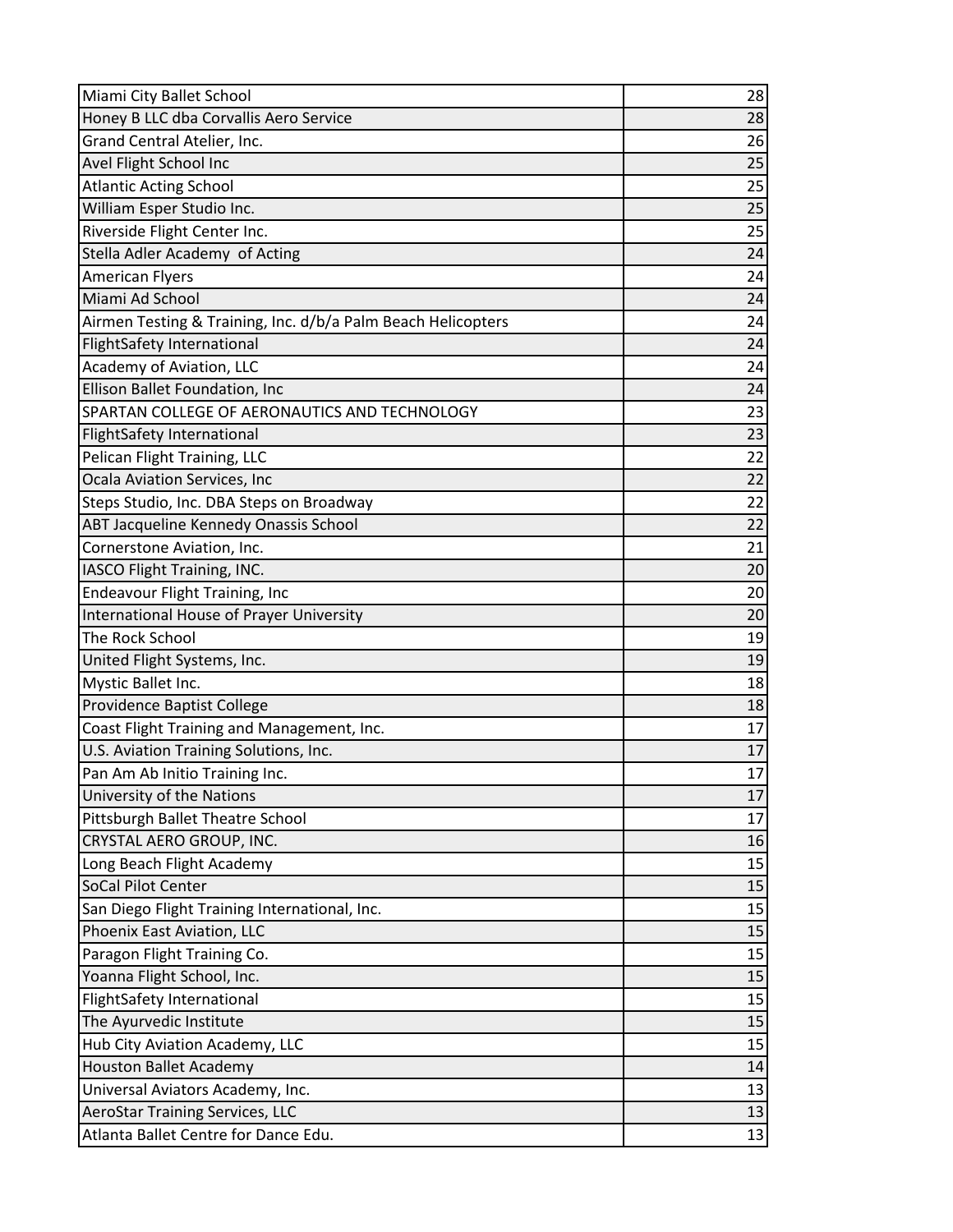| | |
|---|---|
| Miami City Ballet School | 28 |
| Honey B LLC dba Corvallis Aero Service | 28 |
| Grand Central Atelier, Inc. | 26 |
| Avel Flight School Inc | 25 |
| Atlantic Acting School | 25 |
| William Esper Studio Inc. | 25 |
| Riverside Flight Center Inc. | 25 |
| Stella Adler Academy  of Acting | 24 |
| American Flyers | 24 |
| Miami Ad School | 24 |
| Airmen Testing & Training, Inc. d/b/a Palm Beach Helicopters | 24 |
| FlightSafety International | 24 |
| Academy of Aviation, LLC | 24 |
| Ellison Ballet Foundation, Inc | 24 |
| SPARTAN COLLEGE OF AERONAUTICS AND TECHNOLOGY | 23 |
| FlightSafety International | 23 |
| Pelican Flight Training, LLC | 22 |
| Ocala Aviation Services, Inc | 22 |
| Steps Studio, Inc. DBA Steps on Broadway | 22 |
| ABT Jacqueline Kennedy Onassis School | 22 |
| Cornerstone Aviation, Inc. | 21 |
| IASCO Flight Training, INC. | 20 |
| Endeavour Flight Training, Inc | 20 |
| International House of Prayer University | 20 |
| The Rock School | 19 |
| United Flight Systems, Inc. | 19 |
| Mystic Ballet Inc. | 18 |
| Providence Baptist College | 18 |
| Coast Flight Training and Management, Inc. | 17 |
| U.S. Aviation Training Solutions, Inc. | 17 |
| Pan Am Ab Initio Training Inc. | 17 |
| University of the Nations | 17 |
| Pittsburgh Ballet Theatre School | 17 |
| CRYSTAL AERO GROUP, INC. | 16 |
| Long Beach Flight Academy | 15 |
| SoCal Pilot Center | 15 |
| San Diego Flight Training International, Inc. | 15 |
| Phoenix East Aviation, LLC | 15 |
| Paragon Flight Training Co. | 15 |
| Yoanna Flight School, Inc. | 15 |
| FlightSafety International | 15 |
| The Ayurvedic Institute | 15 |
| Hub City Aviation Academy, LLC | 15 |
| Houston Ballet Academy | 14 |
| Universal Aviators Academy, Inc. | 13 |
| AeroStar Training Services, LLC | 13 |
| Atlanta Ballet Centre for Dance Edu. | 13 |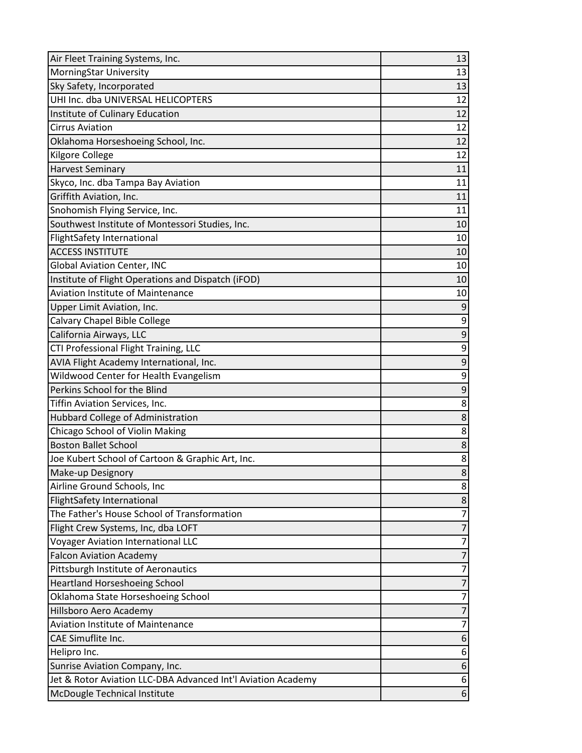| | |
|---|---|
| Air Fleet Training Systems, Inc. | 13 |
| MorningStar University | 13 |
| Sky Safety, Incorporated | 13 |
| UHI Inc. dba UNIVERSAL HELICOPTERS | 12 |
| Institute of Culinary Education | 12 |
| Cirrus Aviation | 12 |
| Oklahoma Horseshoeing School, Inc. | 12 |
| Kilgore College | 12 |
| Harvest Seminary | 11 |
| Skyco, Inc. dba Tampa Bay Aviation | 11 |
| Griffith Aviation, Inc. | 11 |
| Snohomish Flying Service, Inc. | 11 |
| Southwest Institute of Montessori Studies, Inc. | 10 |
| FlightSafety International | 10 |
| ACCESS INSTITUTE | 10 |
| Global Aviation Center, INC | 10 |
| Institute of Flight Operations and Dispatch (iFOD) | 10 |
| Aviation Institute of Maintenance | 10 |
| Upper Limit Aviation, Inc. | 9 |
| Calvary Chapel Bible College | 9 |
| California Airways, LLC | 9 |
| CTI Professional Flight Training, LLC | 9 |
| AVIA Flight Academy International, Inc. | 9 |
| Wildwood Center for Health Evangelism | 9 |
| Perkins School for the Blind | 9 |
| Tiffin Aviation Services, Inc. | 8 |
| Hubbard College of Administration | 8 |
| Chicago School of Violin Making | 8 |
| Boston Ballet School | 8 |
| Joe Kubert School of Cartoon & Graphic Art, Inc. | 8 |
| Make-up Designory | 8 |
| Airline Ground Schools, Inc | 8 |
| FlightSafety International | 8 |
| The Father's House School of Transformation | 7 |
| Flight Crew Systems, Inc, dba LOFT | 7 |
| Voyager Aviation International LLC | 7 |
| Falcon Aviation Academy | 7 |
| Pittsburgh Institute of Aeronautics | 7 |
| Heartland Horseshoeing School | 7 |
| Oklahoma State Horseshoeing School | 7 |
| Hillsboro Aero Academy | 7 |
| Aviation Institute of Maintenance | 7 |
| CAE Simuflite Inc. | 6 |
| Helipro Inc. | 6 |
| Sunrise Aviation Company, Inc. | 6 |
| Jet & Rotor Aviation LLC-DBA Advanced Int'l Aviation Academy | 6 |
| McDougle Technical Institute | 6 |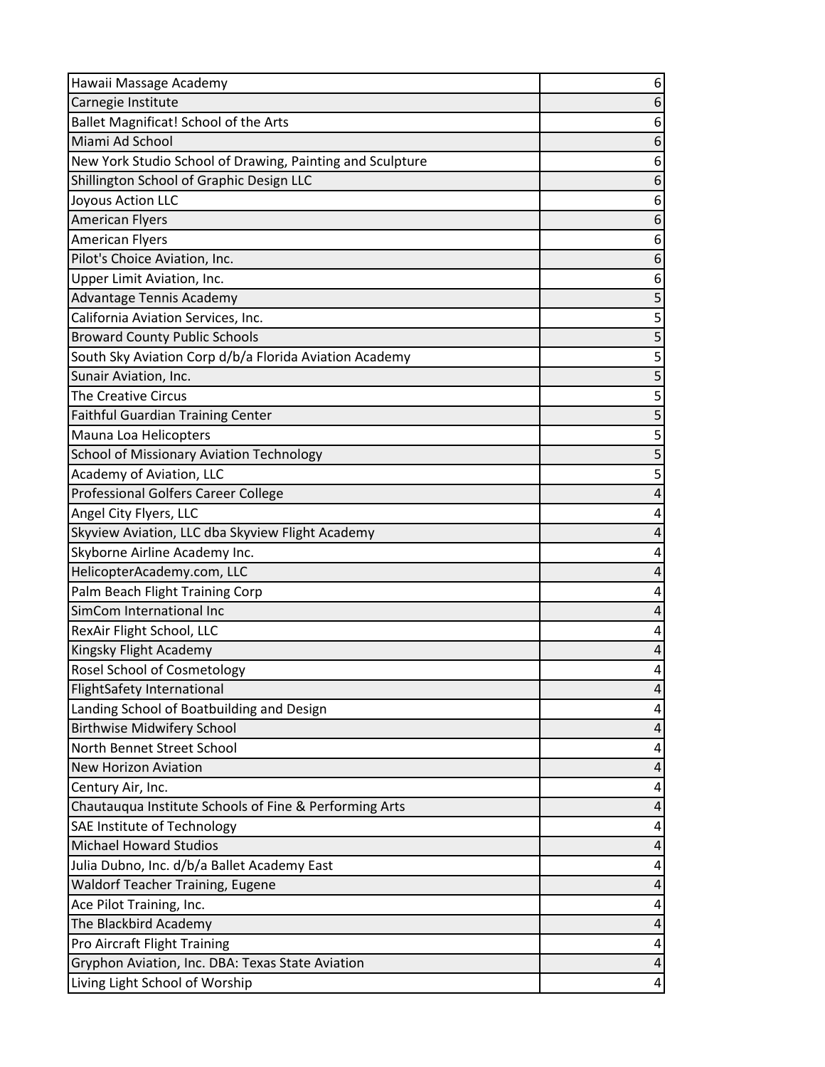| | |
|---|---|
| Hawaii Massage Academy | 6 |
| Carnegie Institute | 6 |
| Ballet Magnificat! School of the Arts | 6 |
| Miami Ad School | 6 |
| New York Studio School of Drawing, Painting and Sculpture | 6 |
| Shillington School of Graphic Design LLC | 6 |
| Joyous Action LLC | 6 |
| American Flyers | 6 |
| American Flyers | 6 |
| Pilot's Choice Aviation, Inc. | 6 |
| Upper Limit Aviation, Inc. | 6 |
| Advantage Tennis Academy | 5 |
| California Aviation Services, Inc. | 5 |
| Broward County Public Schools | 5 |
| South Sky Aviation Corp d/b/a Florida Aviation Academy | 5 |
| Sunair Aviation, Inc. | 5 |
| The Creative Circus | 5 |
| Faithful Guardian Training Center | 5 |
| Mauna Loa Helicopters | 5 |
| School of Missionary Aviation Technology | 5 |
| Academy of Aviation, LLC | 5 |
| Professional Golfers Career College | 4 |
| Angel City Flyers, LLC | 4 |
| Skyview Aviation, LLC dba Skyview Flight Academy | 4 |
| Skyborne Airline Academy Inc. | 4 |
| HelicopterAcademy.com, LLC | 4 |
| Palm Beach Flight Training Corp | 4 |
| SimCom International Inc | 4 |
| RexAir Flight School, LLC | 4 |
| Kingsky Flight Academy | 4 |
| Rosel School of Cosmetology | 4 |
| FlightSafety International | 4 |
| Landing School of Boatbuilding and Design | 4 |
| Birthwise Midwifery School | 4 |
| North Bennet Street School | 4 |
| New Horizon Aviation | 4 |
| Century Air, Inc. | 4 |
| Chautauqua Institute Schools of Fine & Performing Arts | 4 |
| SAE Institute of Technology | 4 |
| Michael Howard Studios | 4 |
| Julia Dubno, Inc. d/b/a Ballet Academy East | 4 |
| Waldorf Teacher Training, Eugene | 4 |
| Ace Pilot Training, Inc. | 4 |
| The Blackbird Academy | 4 |
| Pro Aircraft Flight Training | 4 |
| Gryphon Aviation, Inc. DBA: Texas State Aviation | 4 |
| Living Light School of Worship | 4 |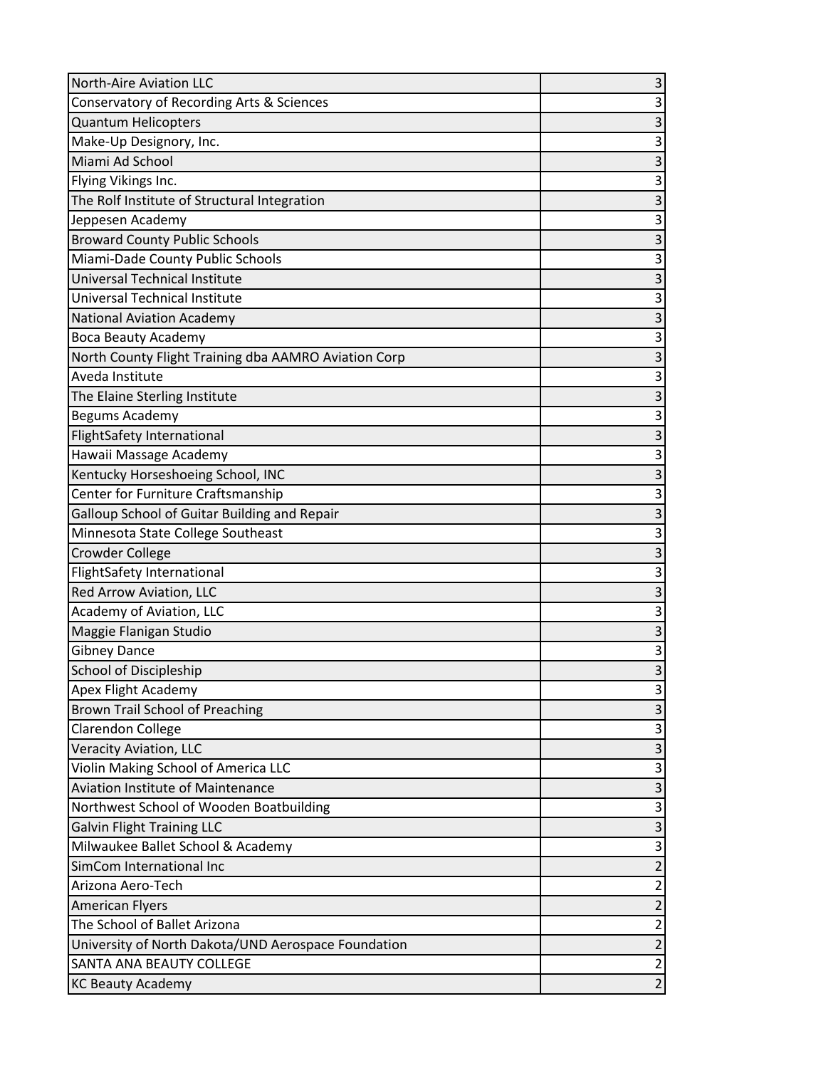| | |
|---|---|
| North-Aire Aviation LLC | 3 |
| Conservatory of Recording Arts & Sciences | 3 |
| Quantum Helicopters | 3 |
| Make-Up Designory, Inc. | 3 |
| Miami Ad School | 3 |
| Flying Vikings Inc. | 3 |
| The Rolf Institute of Structural Integration | 3 |
| Jeppesen Academy | 3 |
| Broward County Public Schools | 3 |
| Miami-Dade County Public Schools | 3 |
| Universal Technical Institute | 3 |
| Universal Technical Institute | 3 |
| National Aviation Academy | 3 |
| Boca Beauty Academy | 3 |
| North County Flight Training dba AAMRO Aviation Corp | 3 |
| Aveda Institute | 3 |
| The Elaine Sterling Institute | 3 |
| Begums Academy | 3 |
| FlightSafety International | 3 |
| Hawaii Massage Academy | 3 |
| Kentucky Horseshoeing School, INC | 3 |
| Center for Furniture Craftsmanship | 3 |
| Galloup School of Guitar Building and Repair | 3 |
| Minnesota State College Southeast | 3 |
| Crowder College | 3 |
| FlightSafety International | 3 |
| Red Arrow Aviation, LLC | 3 |
| Academy of Aviation, LLC | 3 |
| Maggie Flanigan Studio | 3 |
| Gibney Dance | 3 |
| School of Discipleship | 3 |
| Apex Flight Academy | 3 |
| Brown Trail School of Preaching | 3 |
| Clarendon College | 3 |
| Veracity Aviation, LLC | 3 |
| Violin Making School of America LLC | 3 |
| Aviation Institute of Maintenance | 3 |
| Northwest School of Wooden Boatbuilding | 3 |
| Galvin Flight Training LLC | 3 |
| Milwaukee Ballet School & Academy | 3 |
| SimCom International Inc | 2 |
| Arizona Aero-Tech | 2 |
| American Flyers | 2 |
| The School of Ballet Arizona | 2 |
| University of North Dakota/UND Aerospace Foundation | 2 |
| SANTA ANA BEAUTY COLLEGE | 2 |
| KC Beauty Academy | 2 |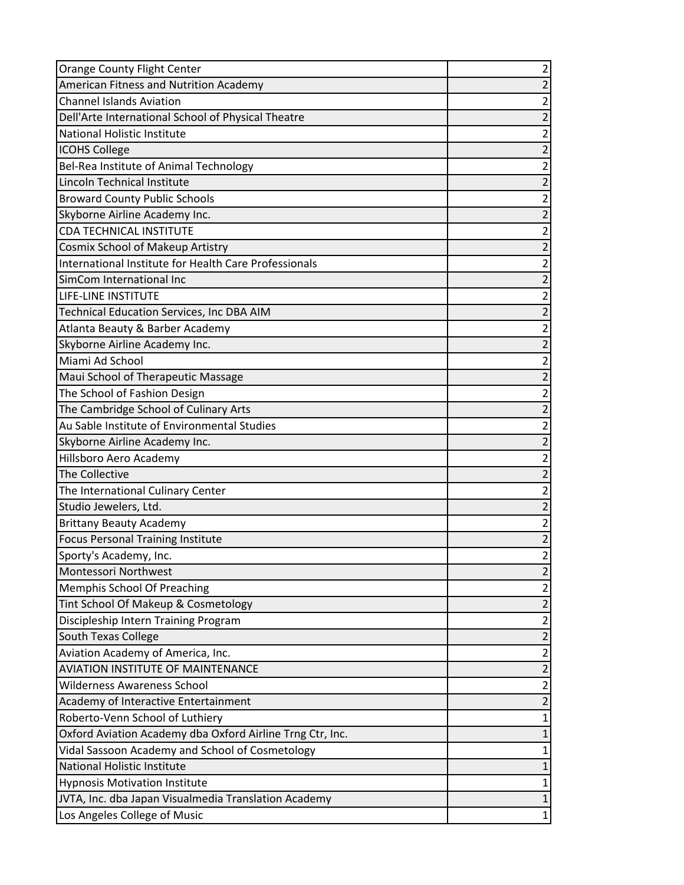| | |
|---|---|
| Orange County Flight Center | 2 |
| American Fitness and Nutrition Academy | 2 |
| Channel Islands Aviation | 2 |
| Dell'Arte International School of Physical Theatre | 2 |
| National Holistic Institute | 2 |
| ICOHS College | 2 |
| Bel-Rea Institute of Animal Technology | 2 |
| Lincoln Technical Institute | 2 |
| Broward County Public Schools | 2 |
| Skyborne Airline Academy Inc. | 2 |
| CDA TECHNICAL INSTITUTE | 2 |
| Cosmix School of Makeup Artistry | 2 |
| International Institute for Health Care Professionals | 2 |
| SimCom International Inc | 2 |
| LIFE-LINE INSTITUTE | 2 |
| Technical Education Services, Inc DBA AIM | 2 |
| Atlanta Beauty & Barber Academy | 2 |
| Skyborne Airline Academy Inc. | 2 |
| Miami Ad School | 2 |
| Maui School of Therapeutic Massage | 2 |
| The School of Fashion Design | 2 |
| The Cambridge School of Culinary Arts | 2 |
| Au Sable Institute of Environmental Studies | 2 |
| Skyborne Airline Academy Inc. | 2 |
| Hillsboro Aero Academy | 2 |
| The Collective | 2 |
| The International Culinary Center | 2 |
| Studio Jewelers, Ltd. | 2 |
| Brittany Beauty Academy | 2 |
| Focus Personal Training Institute | 2 |
| Sporty's Academy, Inc. | 2 |
| Montessori Northwest | 2 |
| Memphis School Of Preaching | 2 |
| Tint School Of Makeup & Cosmetology | 2 |
| Discipleship Intern Training Program | 2 |
| South Texas College | 2 |
| Aviation Academy of America, Inc. | 2 |
| AVIATION INSTITUTE OF MAINTENANCE | 2 |
| Wilderness Awareness School | 2 |
| Academy of Interactive Entertainment | 2 |
| Roberto-Venn School of Luthiery | 1 |
| Oxford Aviation Academy dba Oxford Airline Trng Ctr, Inc. | 1 |
| Vidal Sassoon Academy and School of Cosmetology | 1 |
| National Holistic Institute | 1 |
| Hypnosis Motivation Institute | 1 |
| JVTA, Inc. dba Japan Visualmedia Translation Academy | 1 |
| Los Angeles College of Music | 1 |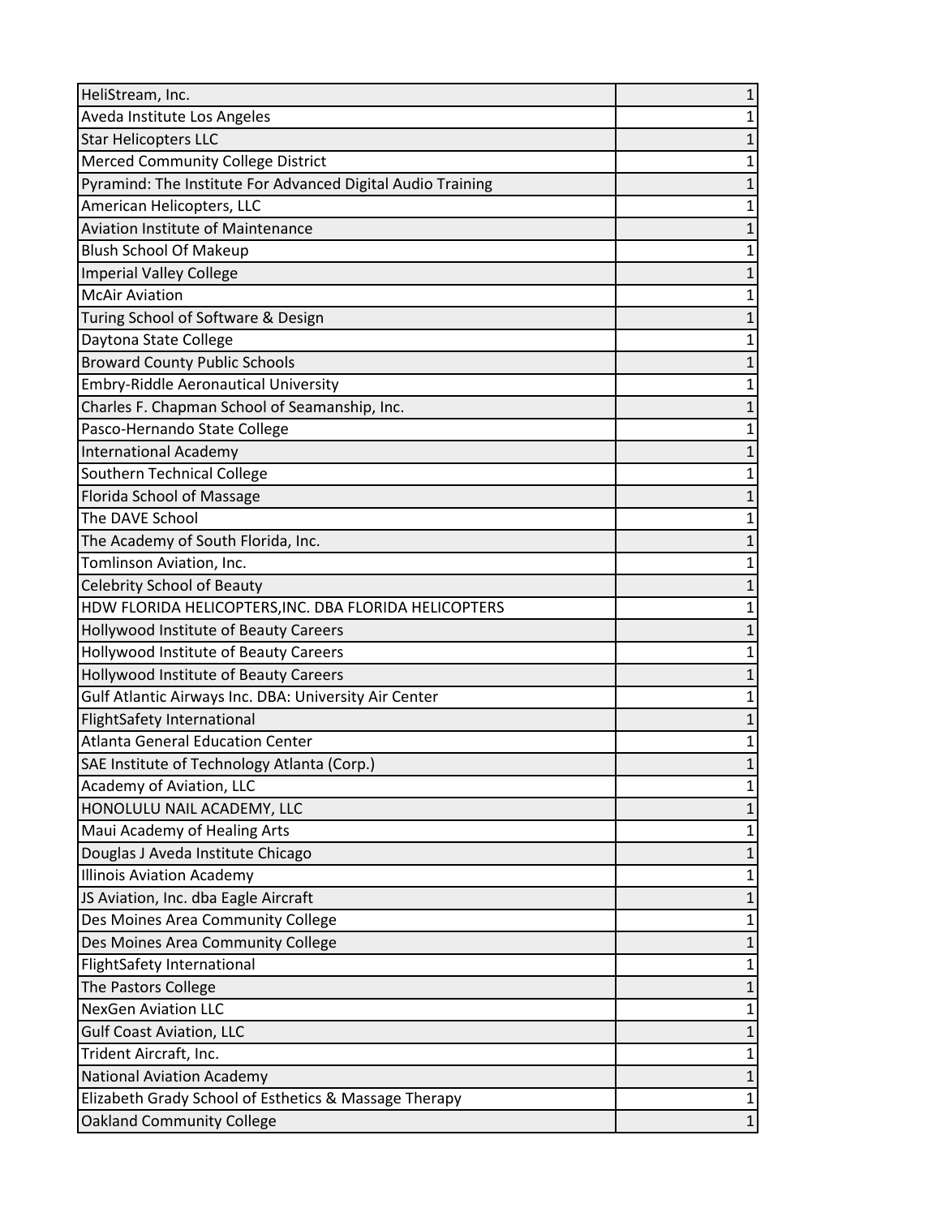| | |
|---|---|
| HeliStream, Inc. | 1 |
| Aveda Institute Los Angeles | 1 |
| Star Helicopters LLC | 1 |
| Merced Community College District | 1 |
| Pyramind: The Institute For Advanced Digital Audio Training | 1 |
| American Helicopters, LLC | 1 |
| Aviation Institute of Maintenance | 1 |
| Blush School Of Makeup | 1 |
| Imperial Valley College | 1 |
| McAir Aviation | 1 |
| Turing School of Software & Design | 1 |
| Daytona State College | 1 |
| Broward County Public Schools | 1 |
| Embry-Riddle Aeronautical University | 1 |
| Charles F. Chapman School of Seamanship, Inc. | 1 |
| Pasco-Hernando State College | 1 |
| International Academy | 1 |
| Southern Technical College | 1 |
| Florida School of Massage | 1 |
| The DAVE School | 1 |
| The Academy of South Florida, Inc. | 1 |
| Tomlinson Aviation, Inc. | 1 |
| Celebrity School of Beauty | 1 |
| HDW FLORIDA HELICOPTERS,INC. DBA FLORIDA HELICOPTERS | 1 |
| Hollywood Institute of Beauty Careers | 1 |
| Hollywood Institute of Beauty Careers | 1 |
| Hollywood Institute of Beauty Careers | 1 |
| Gulf Atlantic Airways Inc. DBA: University Air Center | 1 |
| FlightSafety International | 1 |
| Atlanta General Education Center | 1 |
| SAE Institute of Technology Atlanta (Corp.) | 1 |
| Academy of Aviation, LLC | 1 |
| HONOLULU NAIL ACADEMY, LLC | 1 |
| Maui Academy of Healing Arts | 1 |
| Douglas J Aveda Institute Chicago | 1 |
| Illinois Aviation Academy | 1 |
| JS Aviation, Inc. dba Eagle Aircraft | 1 |
| Des Moines Area Community College | 1 |
| Des Moines Area Community College | 1 |
| FlightSafety International | 1 |
| The Pastors College | 1 |
| NexGen Aviation LLC | 1 |
| Gulf Coast Aviation, LLC | 1 |
| Trident Aircraft, Inc. | 1 |
| National Aviation Academy | 1 |
| Elizabeth Grady School of Esthetics & Massage Therapy | 1 |
| Oakland Community College | 1 |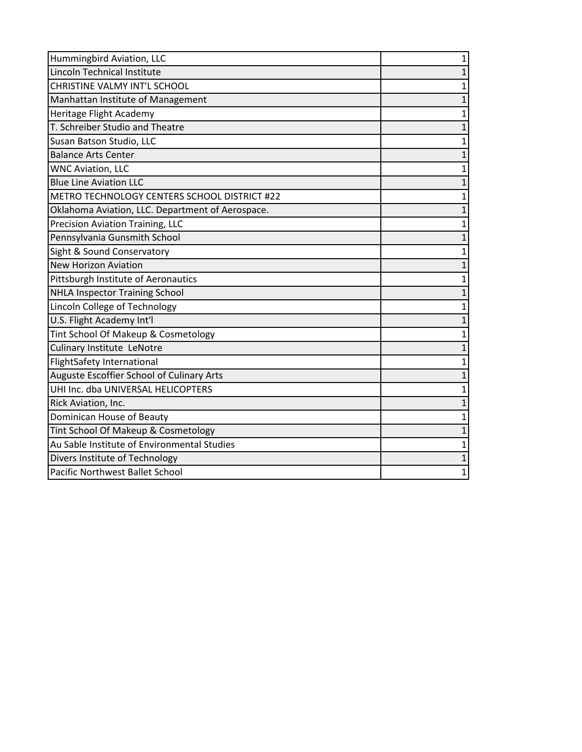| | |
|---|---|
| Hummingbird Aviation, LLC | 1 |
| Lincoln Technical Institute | 1 |
| CHRISTINE VALMY INT'L SCHOOL | 1 |
| Manhattan Institute of Management | 1 |
| Heritage Flight Academy | 1 |
| T. Schreiber Studio and Theatre | 1 |
| Susan Batson Studio, LLC | 1 |
| Balance Arts Center | 1 |
| WNC Aviation, LLC | 1 |
| Blue Line Aviation LLC | 1 |
| METRO TECHNOLOGY CENTERS SCHOOL DISTRICT #22 | 1 |
| Oklahoma Aviation, LLC. Department of Aerospace. | 1 |
| Precision Aviation Training, LLC | 1 |
| Pennsylvania Gunsmith School | 1 |
| Sight & Sound Conservatory | 1 |
| New Horizon Aviation | 1 |
| Pittsburgh Institute of Aeronautics | 1 |
| NHLA Inspector Training School | 1 |
| Lincoln College of Technology | 1 |
| U.S. Flight Academy Int'l | 1 |
| Tint School Of Makeup & Cosmetology | 1 |
| Culinary Institute  LeNotre | 1 |
| FlightSafety International | 1 |
| Auguste Escoffier School of Culinary Arts | 1 |
| UHI Inc. dba UNIVERSAL HELICOPTERS | 1 |
| Rick Aviation, Inc. | 1 |
| Dominican House of Beauty | 1 |
| Tint School Of Makeup & Cosmetology | 1 |
| Au Sable Institute of Environmental Studies | 1 |
| Divers Institute of Technology | 1 |
| Pacific Northwest Ballet School | 1 |